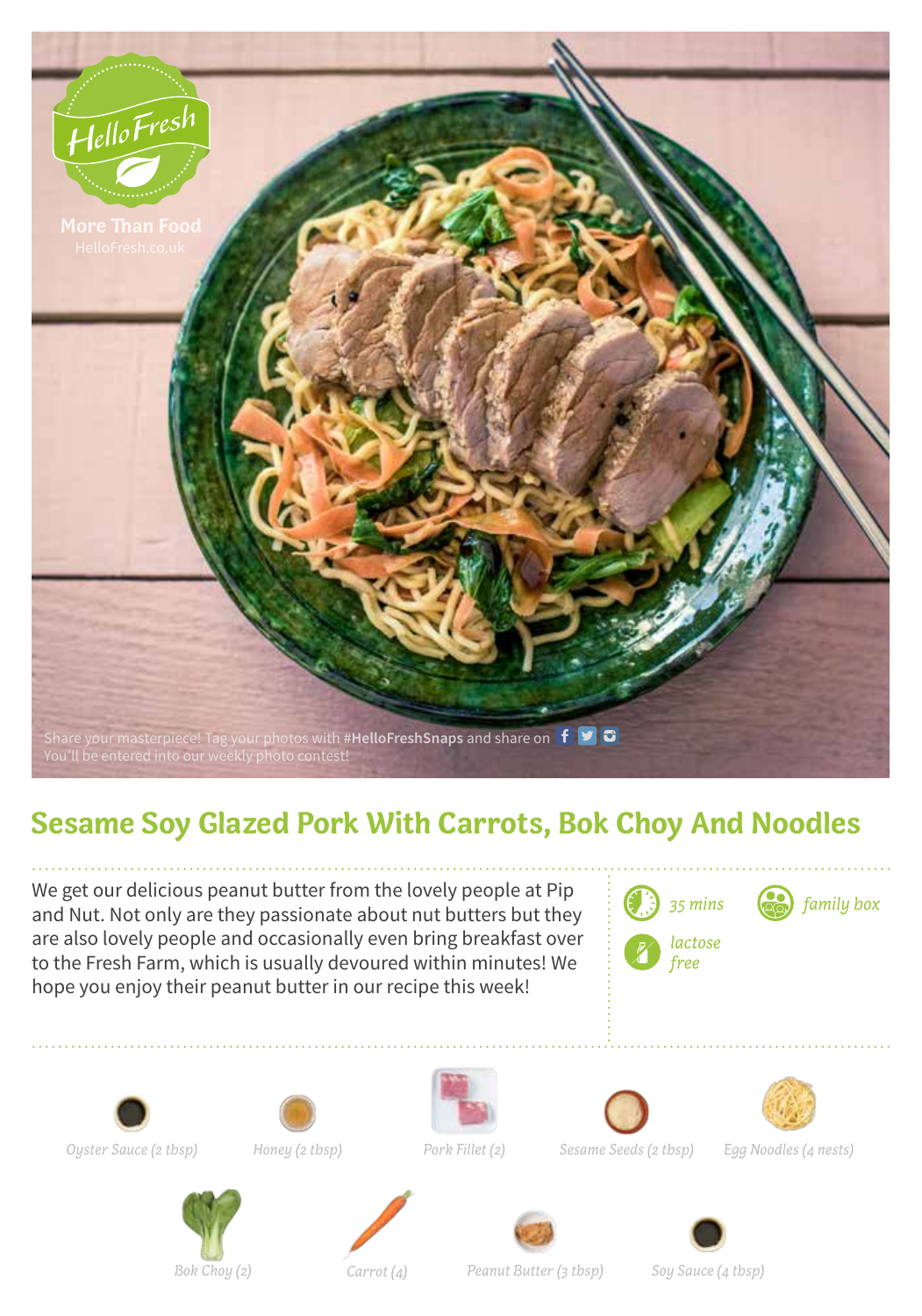HelloFresh

More Than Food

HelloFresh.co.uk

Share your masterpiece! Tag your photos with **#HelloFreshSnaps** and share on
You'll be entered into our weekly photo contest!

# Sesame Soy Glazed Pork With Carrots, Bok Choy And Noodles

We get our delicious peanut butter from the lovely people at Pip and Nut. Not only are they passionate about nut butters but they are also lovely people and occasionally even bring breakfast over to the Fresh Farm, which is usually devoured within minutes! We hope you enjoy their peanut butter in our recipe this week!

*35 mins*

*family box*

*lactose free*

*Oyster Sauce (2 tbsp)*

*Honey (2 tbsp)*

*Pork Fillet (2)*

*Sesame Seeds (2 tbsp)*

*Egg Noodles (4 nests)*

*Bok Choy (2)*

*Carrot (4)*

*Peanut Butter (3 tbsp)*

*Soy Sauce (4 tbsp)*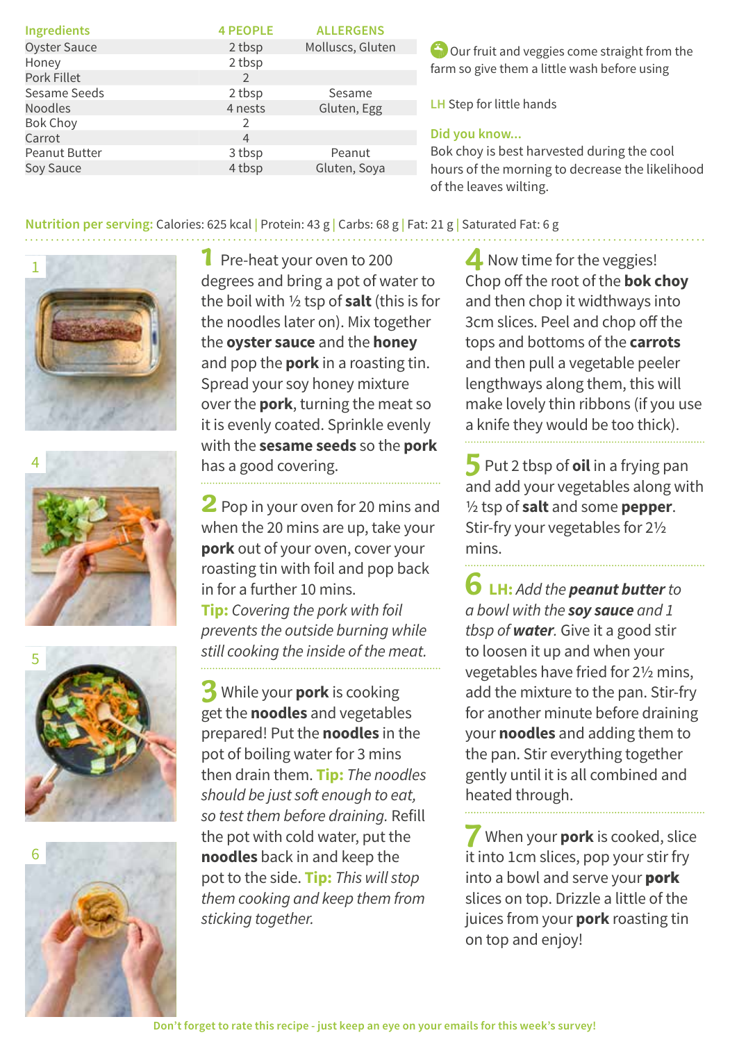| Ingredients | 4 PEOPLE | ALLERGENS |
|---|---|---|
| Oyster Sauce | 2 tbsp | Molluscs, Gluten |
| Honey | 2 tbsp | |
| Pork Fillet | 2 | |
| Sesame Seeds | 2 tbsp | Sesame |
| Noodles | 4 nests | Gluten, Egg |
| Bok Choy | 2 | |
| Carrot | 4 | |
| Peanut Butter | 3 tbsp | Peanut |
| Soy Sauce | 4 tbsp | Gluten, Soya |

Our fruit and veggies come straight from the farm so give them a little wash before using

LH Step for little hands

**Did you know...**

Bok choy is best harvested during the cool hours of the morning to decrease the likelihood of the leaves wilting.

**Nutrition per serving:** Calories: 625 kcal | Protein: 43 g | Carbs: 68 g | Fat: 21 g | Saturated Fat: 6 g

**1** Pre-heat your oven to 200 degrees and bring a pot of water to the boil with ½ tsp of **salt** (this is for the noodles later on). Mix together the **oyster sauce** and the **honey** and pop the **pork** in a roasting tin. Spread your soy honey mixture over the **pork**, turning the meat so it is evenly coated. Sprinkle evenly with the **sesame seeds** so the **pork** has a good covering.

**2** Pop in your oven for 20 mins and when the 20 mins are up, take your **pork** out of your oven, cover your roasting tin with foil and pop back in for a further 10 mins. **Tip:** *Covering the pork with foil prevents the outside burning while still cooking the inside of the meat.*

**3** While your **pork** is cooking get the **noodles** and vegetables prepared! Put the **noodles** in the pot of boiling water for 3 mins then drain them. **Tip:** *The noodles should be just soft enough to eat, so test them before draining.* Refill the pot with cold water, put the **noodles** back in and keep the pot to the side. **Tip:** *This will stop them cooking and keep them from sticking together.*

**4** Now time for the veggies! Chop off the root of the **bok choy** and then chop it widthways into 3cm slices. Peel and chop off the tops and bottoms of the **carrots** and then pull a vegetable peeler lengthways along them, this will make lovely thin ribbons (if you use a knife they would be too thick).

**5** Put 2 tbsp of **oil** in a frying pan and add your vegetables along with ½ tsp of **salt** and some **pepper**. Stir-fry your vegetables for 2½ mins.

**6** **LH:** *Add the **peanut butter** to a bowl with the **soy sauce** and 1 tbsp of **water**.* Give it a good stir to loosen it up and when your vegetables have fried for 2½ mins, add the mixture to the pan. Stir-fry for another minute before draining your **noodles** and adding them to the pan. Stir everything together gently until it is all combined and heated through.

**7** When your **pork** is cooked, slice it into 1cm slices, pop your stir fry into a bowl and serve your **pork** slices on top. Drizzle a little of the juices from your **pork** roasting tin on top and enjoy!

**Don't forget to rate this recipe - just keep an eye on your emails for this week's survey!**